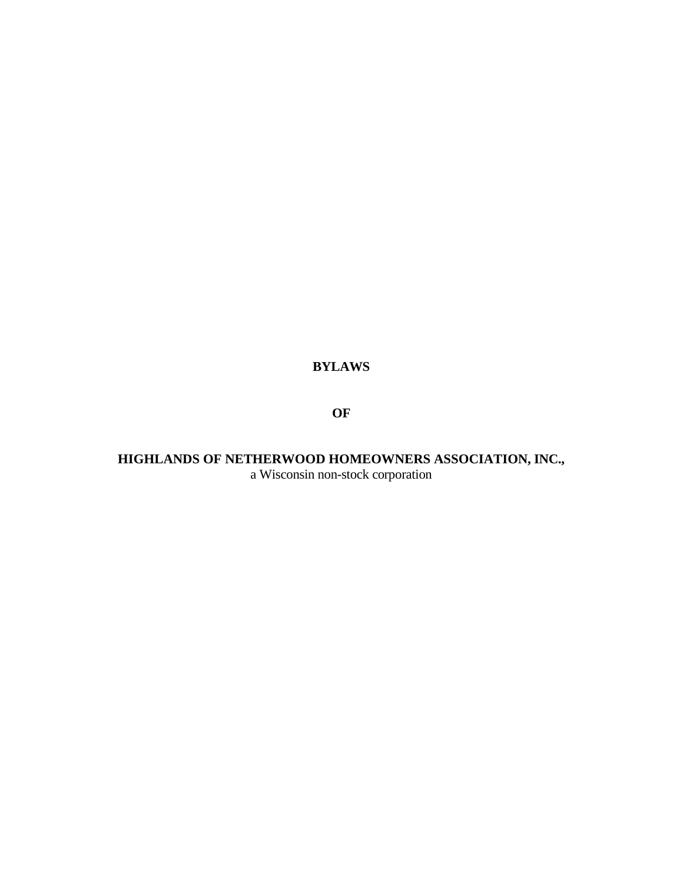# BYLAWS

# OF

# HIGHLANDS OF NETHERWOOD HOMEOWNERS ASSOCIATION, INC.,

a Wisconsin non-stock corporation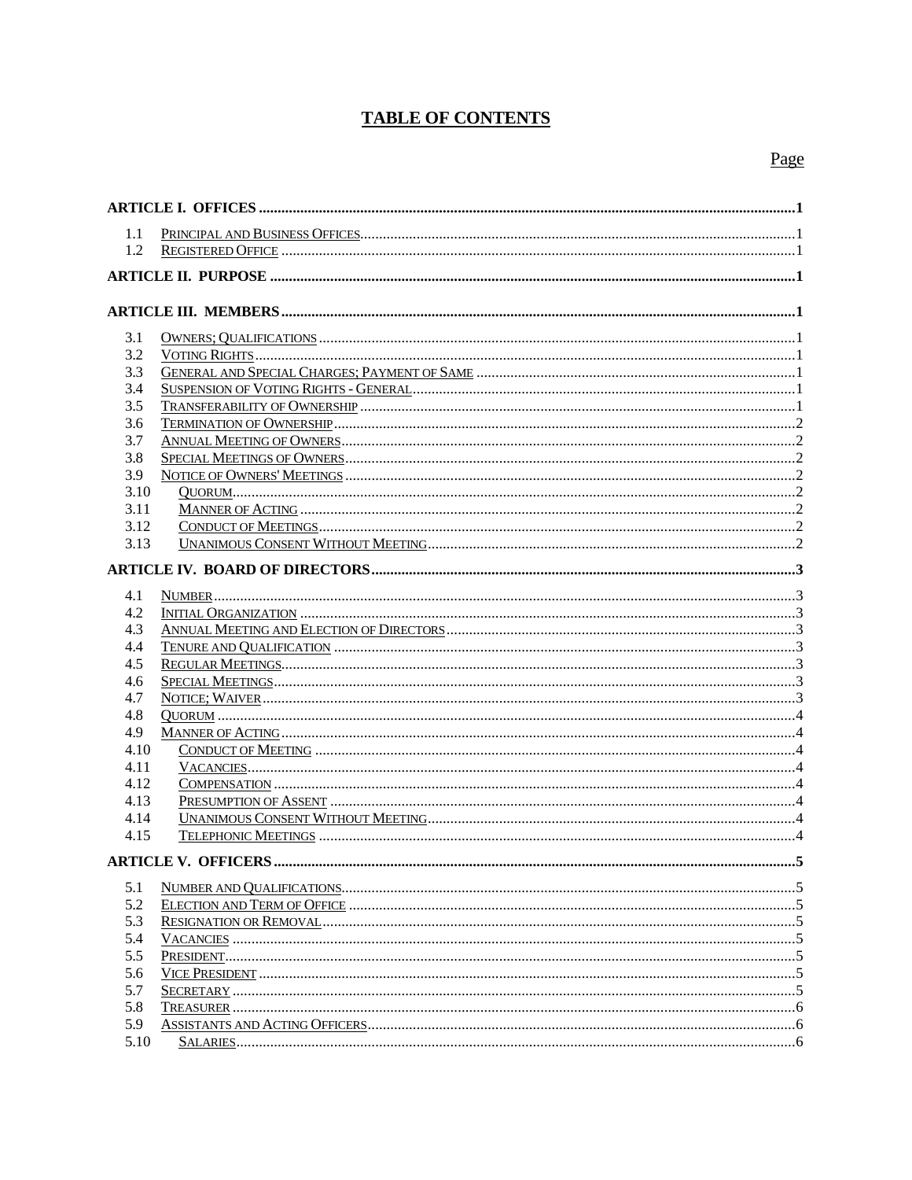# TABLE OF CONTENTS

| | | Page |
|---|---|---|
| **ARTICLE I. OFFICES** | | **1** |
| 1.1 | Principal and Business Offices | 1 |
| 1.2 | Registered Office | 1 |
| **ARTICLE II. PURPOSE** | | **1** |
| **ARTICLE III. MEMBERS** | | **1** |
| 3.1 | Owners; Qualifications | 1 |
| 3.2 | Voting Rights | 1 |
| 3.3 | General and Special Charges; Payment of Same | 1 |
| 3.4 | Suspension of Voting Rights - General | 1 |
| 3.5 | Transferability of Ownership | 1 |
| 3.6 | Termination of Ownership | 2 |
| 3.7 | Annual Meeting of Owners | 2 |
| 3.8 | Special Meetings of Owners | 2 |
| 3.9 | Notice of Owners' Meetings | 2 |
| 3.10 | Quorum | 2 |
| 3.11 | Manner of Acting | 2 |
| 3.12 | Conduct of Meetings | 2 |
| 3.13 | Unanimous Consent Without Meeting | 2 |
| **ARTICLE IV. BOARD OF DIRECTORS** | | **3** |
| 4.1 | Number | 3 |
| 4.2 | Initial Organization | 3 |
| 4.3 | Annual Meeting and Election of Directors | 3 |
| 4.4 | Tenure and Qualification | 3 |
| 4.5 | Regular Meetings | 3 |
| 4.6 | Special Meetings | 3 |
| 4.7 | Notice; Waiver | 3 |
| 4.8 | Quorum | 4 |
| 4.9 | Manner of Acting | 4 |
| 4.10 | Conduct of Meeting | 4 |
| 4.11 | Vacancies | 4 |
| 4.12 | Compensation | 4 |
| 4.13 | Presumption of Assent | 4 |
| 4.14 | Unanimous Consent Without Meeting | 4 |
| 4.15 | Telephonic Meetings | 4 |
| **ARTICLE V. OFFICERS** | | **5** |
| 5.1 | Number and Qualifications | 5 |
| 5.2 | Election and Term of Office | 5 |
| 5.3 | Resignation or Removal | 5 |
| 5.4 | Vacancies | 5 |
| 5.5 | President | 5 |
| 5.6 | Vice President | 5 |
| 5.7 | Secretary | 5 |
| 5.8 | Treasurer | 6 |
| 5.9 | Assistants and Acting Officers | 6 |
| 5.10 | Salaries | 6 |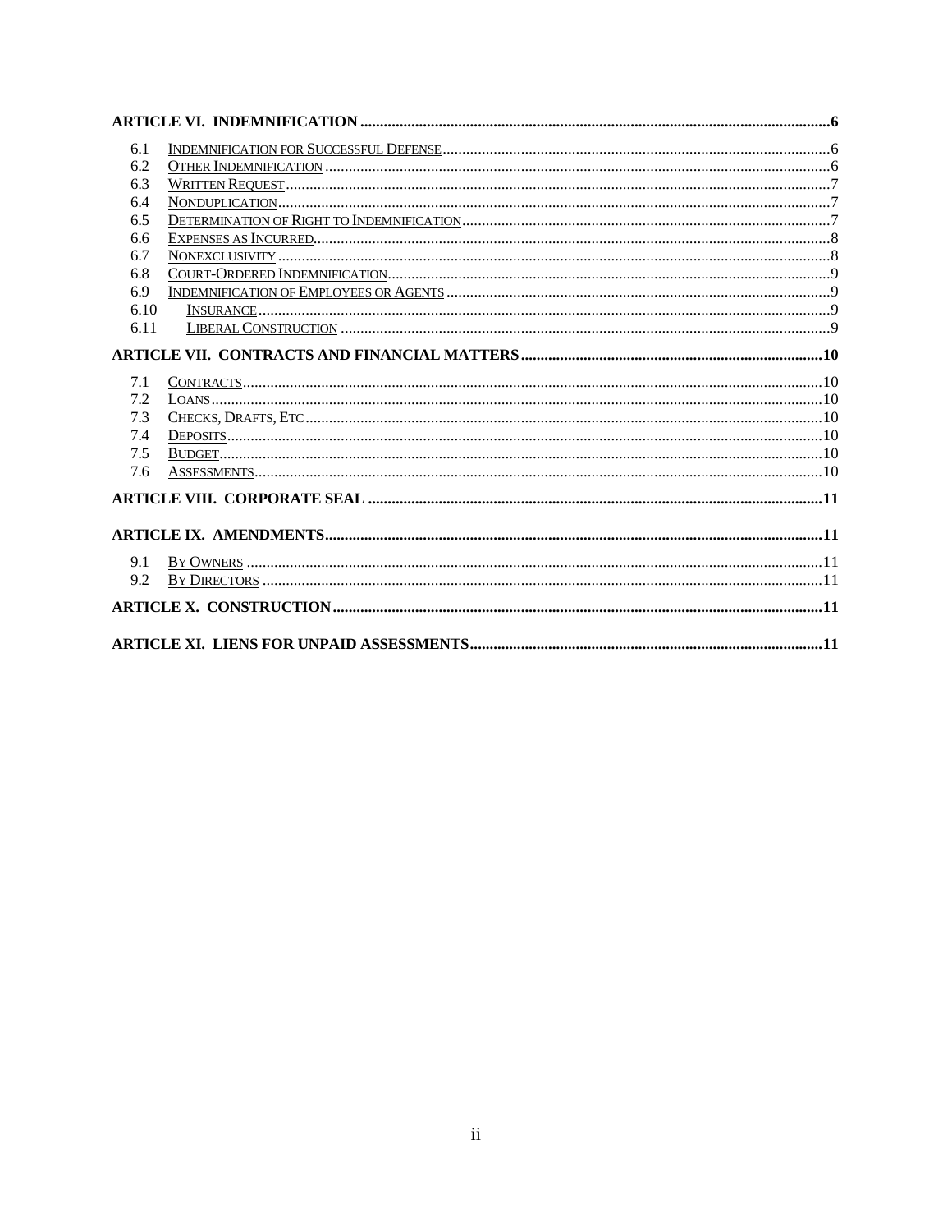| | | |
|---|---|---|
| **ARTICLE VI. INDEMNIFICATION** | | **6** |
| 6.1 | INDEMNIFICATION FOR SUCCESSFUL DEFENSE | 6 |
| 6.2 | OTHER INDEMNIFICATION | 6 |
| 6.3 | WRITTEN REQUEST | 7 |
| 6.4 | NONDUPLICATION | 7 |
| 6.5 | DETERMINATION OF RIGHT TO INDEMNIFICATION | 7 |
| 6.6 | EXPENSES AS INCURRED | 8 |
| 6.7 | NONEXCLUSIVITY | 8 |
| 6.8 | COURT-ORDERED INDEMNIFICATION | 9 |
| 6.9 | INDEMNIFICATION OF EMPLOYEES OR AGENTS | 9 |
| 6.10 | INSURANCE | 9 |
| 6.11 | LIBERAL CONSTRUCTION | 9 |
| **ARTICLE VII. CONTRACTS AND FINANCIAL MATTERS** | | **10** |
| 7.1 | CONTRACTS | 10 |
| 7.2 | LOANS | 10 |
| 7.3 | CHECKS, DRAFTS, ETC | 10 |
| 7.4 | DEPOSITS | 10 |
| 7.5 | BUDGET | 10 |
| 7.6 | ASSESSMENTS | 10 |
| **ARTICLE VIII. CORPORATE SEAL** | | **11** |
| **ARTICLE IX. AMENDMENTS** | | **11** |
| 9.1 | BY OWNERS | 11 |
| 9.2 | BY DIRECTORS | 11 |
| **ARTICLE X. CONSTRUCTION** | | **11** |
| **ARTICLE XI. LIENS FOR UNPAID ASSESSMENTS** | | **11** |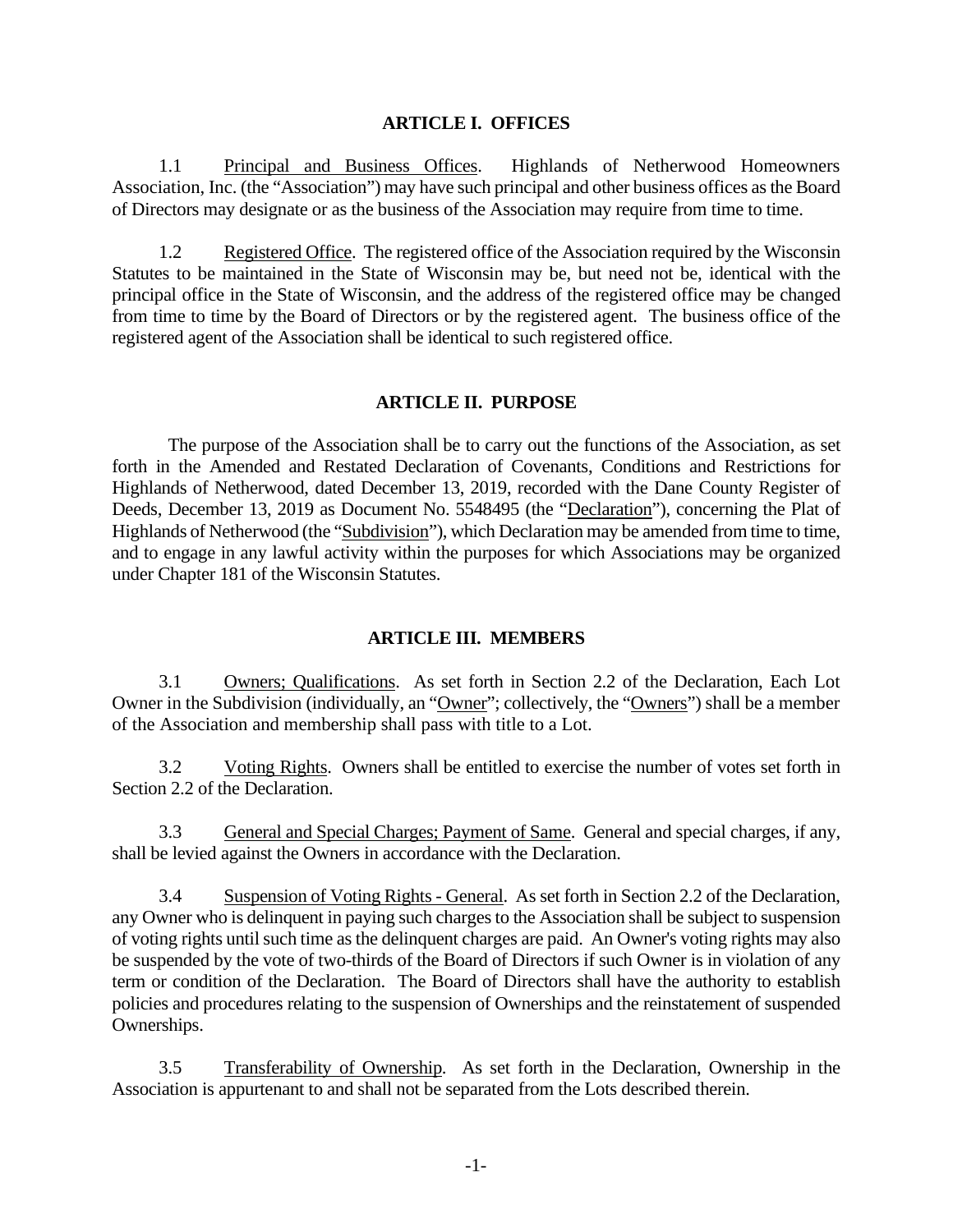## ARTICLE I. OFFICES

1.1 Principal and Business Offices. Highlands of Netherwood Homeowners Association, Inc. (the "Association") may have such principal and other business offices as the Board of Directors may designate or as the business of the Association may require from time to time.

1.2 Registered Office. The registered office of the Association required by the Wisconsin Statutes to be maintained in the State of Wisconsin may be, but need not be, identical with the principal office in the State of Wisconsin, and the address of the registered office may be changed from time to time by the Board of Directors or by the registered agent. The business office of the registered agent of the Association shall be identical to such registered office.

## ARTICLE II. PURPOSE

The purpose of the Association shall be to carry out the functions of the Association, as set forth in the Amended and Restated Declaration of Covenants, Conditions and Restrictions for Highlands of Netherwood, dated December 13, 2019, recorded with the Dane County Register of Deeds, December 13, 2019 as Document No. 5548495 (the "Declaration"), concerning the Plat of Highlands of Netherwood (the "Subdivision"), which Declaration may be amended from time to time, and to engage in any lawful activity within the purposes for which Associations may be organized under Chapter 181 of the Wisconsin Statutes.

## ARTICLE III. MEMBERS

3.1 Owners; Qualifications. As set forth in Section 2.2 of the Declaration, Each Lot Owner in the Subdivision (individually, an "Owner"; collectively, the "Owners") shall be a member of the Association and membership shall pass with title to a Lot.

3.2 Voting Rights. Owners shall be entitled to exercise the number of votes set forth in Section 2.2 of the Declaration.

3.3 General and Special Charges; Payment of Same. General and special charges, if any, shall be levied against the Owners in accordance with the Declaration.

3.4 Suspension of Voting Rights - General. As set forth in Section 2.2 of the Declaration, any Owner who is delinquent in paying such charges to the Association shall be subject to suspension of voting rights until such time as the delinquent charges are paid. An Owner's voting rights may also be suspended by the vote of two-thirds of the Board of Directors if such Owner is in violation of any term or condition of the Declaration. The Board of Directors shall have the authority to establish policies and procedures relating to the suspension of Ownerships and the reinstatement of suspended Ownerships.

3.5 Transferability of Ownership. As set forth in the Declaration, Ownership in the Association is appurtenant to and shall not be separated from the Lots described therein.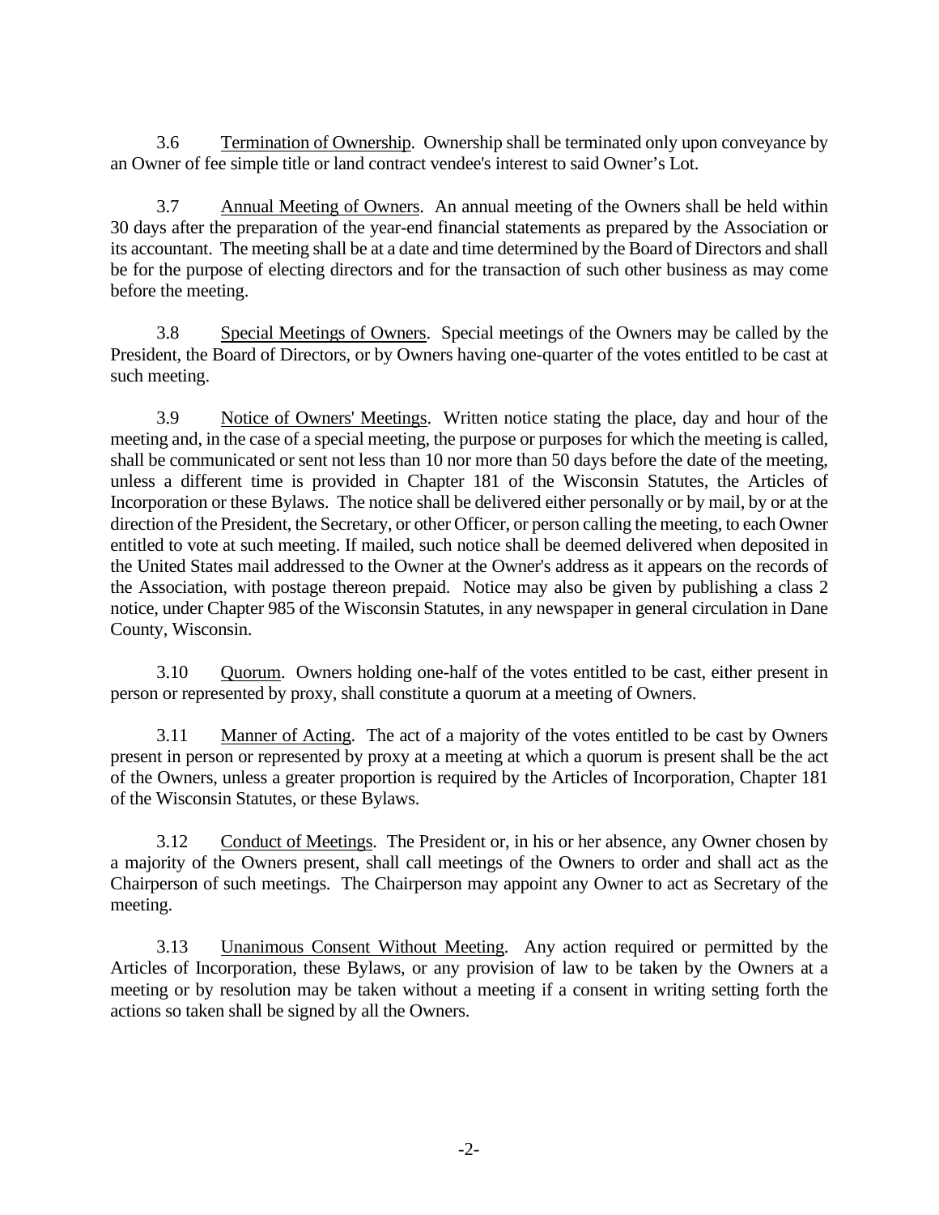3.6 Termination of Ownership. Ownership shall be terminated only upon conveyance by an Owner of fee simple title or land contract vendee's interest to said Owner's Lot.

3.7 Annual Meeting of Owners. An annual meeting of the Owners shall be held within 30 days after the preparation of the year-end financial statements as prepared by the Association or its accountant. The meeting shall be at a date and time determined by the Board of Directors and shall be for the purpose of electing directors and for the transaction of such other business as may come before the meeting.

3.8 Special Meetings of Owners. Special meetings of the Owners may be called by the President, the Board of Directors, or by Owners having one-quarter of the votes entitled to be cast at such meeting.

3.9 Notice of Owners' Meetings. Written notice stating the place, day and hour of the meeting and, in the case of a special meeting, the purpose or purposes for which the meeting is called, shall be communicated or sent not less than 10 nor more than 50 days before the date of the meeting, unless a different time is provided in Chapter 181 of the Wisconsin Statutes, the Articles of Incorporation or these Bylaws. The notice shall be delivered either personally or by mail, by or at the direction of the President, the Secretary, or other Officer, or person calling the meeting, to each Owner entitled to vote at such meeting. If mailed, such notice shall be deemed delivered when deposited in the United States mail addressed to the Owner at the Owner's address as it appears on the records of the Association, with postage thereon prepaid. Notice may also be given by publishing a class 2 notice, under Chapter 985 of the Wisconsin Statutes, in any newspaper in general circulation in Dane County, Wisconsin.

3.10 Quorum. Owners holding one-half of the votes entitled to be cast, either present in person or represented by proxy, shall constitute a quorum at a meeting of Owners.

3.11 Manner of Acting. The act of a majority of the votes entitled to be cast by Owners present in person or represented by proxy at a meeting at which a quorum is present shall be the act of the Owners, unless a greater proportion is required by the Articles of Incorporation, Chapter 181 of the Wisconsin Statutes, or these Bylaws.

3.12 Conduct of Meetings. The President or, in his or her absence, any Owner chosen by a majority of the Owners present, shall call meetings of the Owners to order and shall act as the Chairperson of such meetings. The Chairperson may appoint any Owner to act as Secretary of the meeting.

3.13 Unanimous Consent Without Meeting. Any action required or permitted by the Articles of Incorporation, these Bylaws, or any provision of law to be taken by the Owners at a meeting or by resolution may be taken without a meeting if a consent in writing setting forth the actions so taken shall be signed by all the Owners.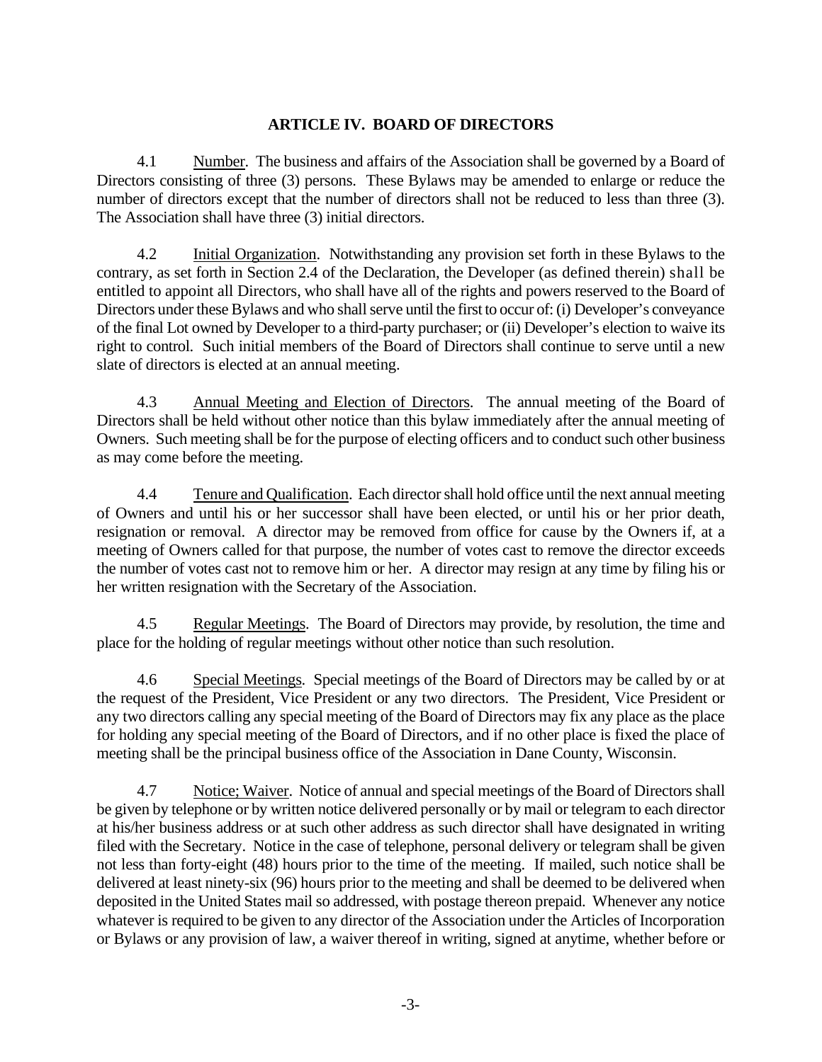## ARTICLE IV. BOARD OF DIRECTORS

4.1 Number. The business and affairs of the Association shall be governed by a Board of Directors consisting of three (3) persons. These Bylaws may be amended to enlarge or reduce the number of directors except that the number of directors shall not be reduced to less than three (3). The Association shall have three (3) initial directors.

4.2 Initial Organization. Notwithstanding any provision set forth in these Bylaws to the contrary, as set forth in Section 2.4 of the Declaration, the Developer (as defined therein) shall be entitled to appoint all Directors, who shall have all of the rights and powers reserved to the Board of Directors under these Bylaws and who shall serve until the first to occur of: (i) Developer's conveyance of the final Lot owned by Developer to a third-party purchaser; or (ii) Developer's election to waive its right to control. Such initial members of the Board of Directors shall continue to serve until a new slate of directors is elected at an annual meeting.

4.3 Annual Meeting and Election of Directors. The annual meeting of the Board of Directors shall be held without other notice than this bylaw immediately after the annual meeting of Owners. Such meeting shall be for the purpose of electing officers and to conduct such other business as may come before the meeting.

4.4 Tenure and Qualification. Each director shall hold office until the next annual meeting of Owners and until his or her successor shall have been elected, or until his or her prior death, resignation or removal. A director may be removed from office for cause by the Owners if, at a meeting of Owners called for that purpose, the number of votes cast to remove the director exceeds the number of votes cast not to remove him or her. A director may resign at any time by filing his or her written resignation with the Secretary of the Association.

4.5 Regular Meetings. The Board of Directors may provide, by resolution, the time and place for the holding of regular meetings without other notice than such resolution.

4.6 Special Meetings. Special meetings of the Board of Directors may be called by or at the request of the President, Vice President or any two directors. The President, Vice President or any two directors calling any special meeting of the Board of Directors may fix any place as the place for holding any special meeting of the Board of Directors, and if no other place is fixed the place of meeting shall be the principal business office of the Association in Dane County, Wisconsin.

4.7 Notice; Waiver. Notice of annual and special meetings of the Board of Directors shall be given by telephone or by written notice delivered personally or by mail or telegram to each director at his/her business address or at such other address as such director shall have designated in writing filed with the Secretary. Notice in the case of telephone, personal delivery or telegram shall be given not less than forty-eight (48) hours prior to the time of the meeting. If mailed, such notice shall be delivered at least ninety-six (96) hours prior to the meeting and shall be deemed to be delivered when deposited in the United States mail so addressed, with postage thereon prepaid. Whenever any notice whatever is required to be given to any director of the Association under the Articles of Incorporation or Bylaws or any provision of law, a waiver thereof in writing, signed at anytime, whether before or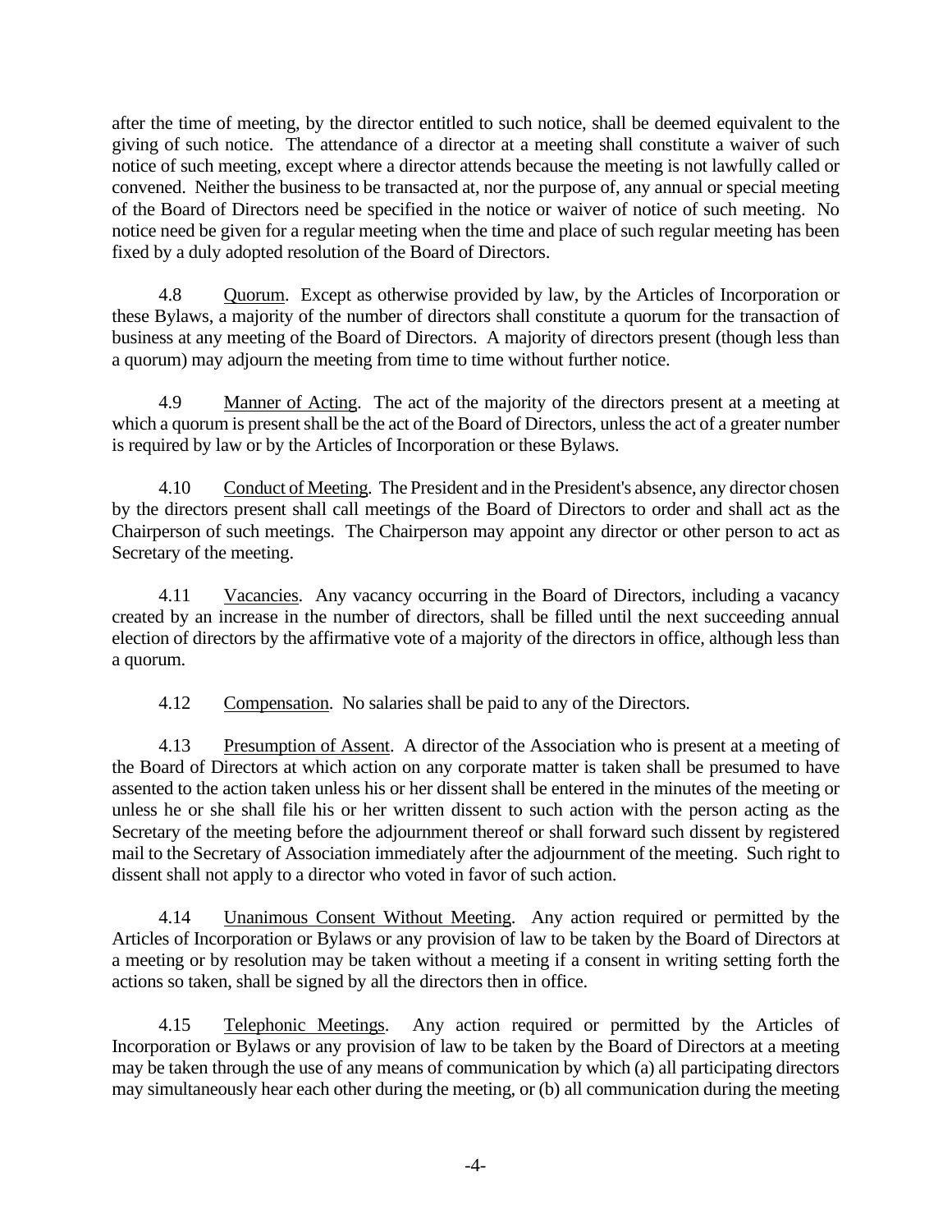after the time of meeting, by the director entitled to such notice, shall be deemed equivalent to the giving of such notice. The attendance of a director at a meeting shall constitute a waiver of such notice of such meeting, except where a director attends because the meeting is not lawfully called or convened. Neither the business to be transacted at, nor the purpose of, any annual or special meeting of the Board of Directors need be specified in the notice or waiver of notice of such meeting. No notice need be given for a regular meeting when the time and place of such regular meeting has been fixed by a duly adopted resolution of the Board of Directors.

4.8 Quorum. Except as otherwise provided by law, by the Articles of Incorporation or these Bylaws, a majority of the number of directors shall constitute a quorum for the transaction of business at any meeting of the Board of Directors. A majority of directors present (though less than a quorum) may adjourn the meeting from time to time without further notice.

4.9 Manner of Acting. The act of the majority of the directors present at a meeting at which a quorum is present shall be the act of the Board of Directors, unless the act of a greater number is required by law or by the Articles of Incorporation or these Bylaws.

4.10 Conduct of Meeting. The President and in the President's absence, any director chosen by the directors present shall call meetings of the Board of Directors to order and shall act as the Chairperson of such meetings. The Chairperson may appoint any director or other person to act as Secretary of the meeting.

4.11 Vacancies. Any vacancy occurring in the Board of Directors, including a vacancy created by an increase in the number of directors, shall be filled until the next succeeding annual election of directors by the affirmative vote of a majority of the directors in office, although less than a quorum.

4.12 Compensation. No salaries shall be paid to any of the Directors.

4.13 Presumption of Assent. A director of the Association who is present at a meeting of the Board of Directors at which action on any corporate matter is taken shall be presumed to have assented to the action taken unless his or her dissent shall be entered in the minutes of the meeting or unless he or she shall file his or her written dissent to such action with the person acting as the Secretary of the meeting before the adjournment thereof or shall forward such dissent by registered mail to the Secretary of Association immediately after the adjournment of the meeting. Such right to dissent shall not apply to a director who voted in favor of such action.

4.14 Unanimous Consent Without Meeting. Any action required or permitted by the Articles of Incorporation or Bylaws or any provision of law to be taken by the Board of Directors at a meeting or by resolution may be taken without a meeting if a consent in writing setting forth the actions so taken, shall be signed by all the directors then in office.

4.15 Telephonic Meetings. Any action required or permitted by the Articles of Incorporation or Bylaws or any provision of law to be taken by the Board of Directors at a meeting may be taken through the use of any means of communication by which (a) all participating directors may simultaneously hear each other during the meeting, or (b) all communication during the meeting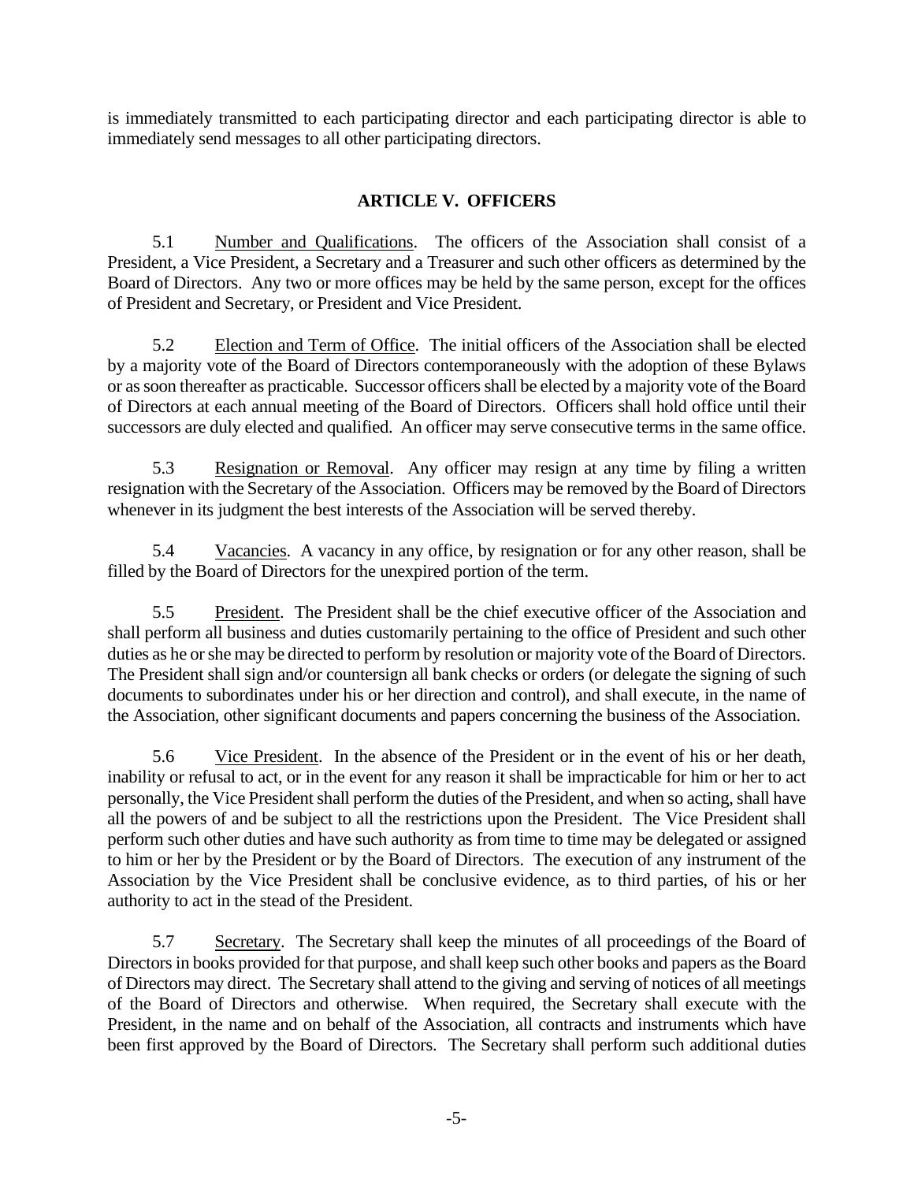is immediately transmitted to each participating director and each participating director is able to immediately send messages to all other participating directors.

## ARTICLE V. OFFICERS

5.1 Number and Qualifications. The officers of the Association shall consist of a President, a Vice President, a Secretary and a Treasurer and such other officers as determined by the Board of Directors. Any two or more offices may be held by the same person, except for the offices of President and Secretary, or President and Vice President.

5.2 Election and Term of Office. The initial officers of the Association shall be elected by a majority vote of the Board of Directors contemporaneously with the adoption of these Bylaws or as soon thereafter as practicable. Successor officers shall be elected by a majority vote of the Board of Directors at each annual meeting of the Board of Directors. Officers shall hold office until their successors are duly elected and qualified. An officer may serve consecutive terms in the same office.

5.3 Resignation or Removal. Any officer may resign at any time by filing a written resignation with the Secretary of the Association. Officers may be removed by the Board of Directors whenever in its judgment the best interests of the Association will be served thereby.

5.4 Vacancies. A vacancy in any office, by resignation or for any other reason, shall be filled by the Board of Directors for the unexpired portion of the term.

5.5 President. The President shall be the chief executive officer of the Association and shall perform all business and duties customarily pertaining to the office of President and such other duties as he or she may be directed to perform by resolution or majority vote of the Board of Directors. The President shall sign and/or countersign all bank checks or orders (or delegate the signing of such documents to subordinates under his or her direction and control), and shall execute, in the name of the Association, other significant documents and papers concerning the business of the Association.

5.6 Vice President. In the absence of the President or in the event of his or her death, inability or refusal to act, or in the event for any reason it shall be impracticable for him or her to act personally, the Vice President shall perform the duties of the President, and when so acting, shall have all the powers of and be subject to all the restrictions upon the President. The Vice President shall perform such other duties and have such authority as from time to time may be delegated or assigned to him or her by the President or by the Board of Directors. The execution of any instrument of the Association by the Vice President shall be conclusive evidence, as to third parties, of his or her authority to act in the stead of the President.

5.7 Secretary. The Secretary shall keep the minutes of all proceedings of the Board of Directors in books provided for that purpose, and shall keep such other books and papers as the Board of Directors may direct. The Secretary shall attend to the giving and serving of notices of all meetings of the Board of Directors and otherwise. When required, the Secretary shall execute with the President, in the name and on behalf of the Association, all contracts and instruments which have been first approved by the Board of Directors. The Secretary shall perform such additional duties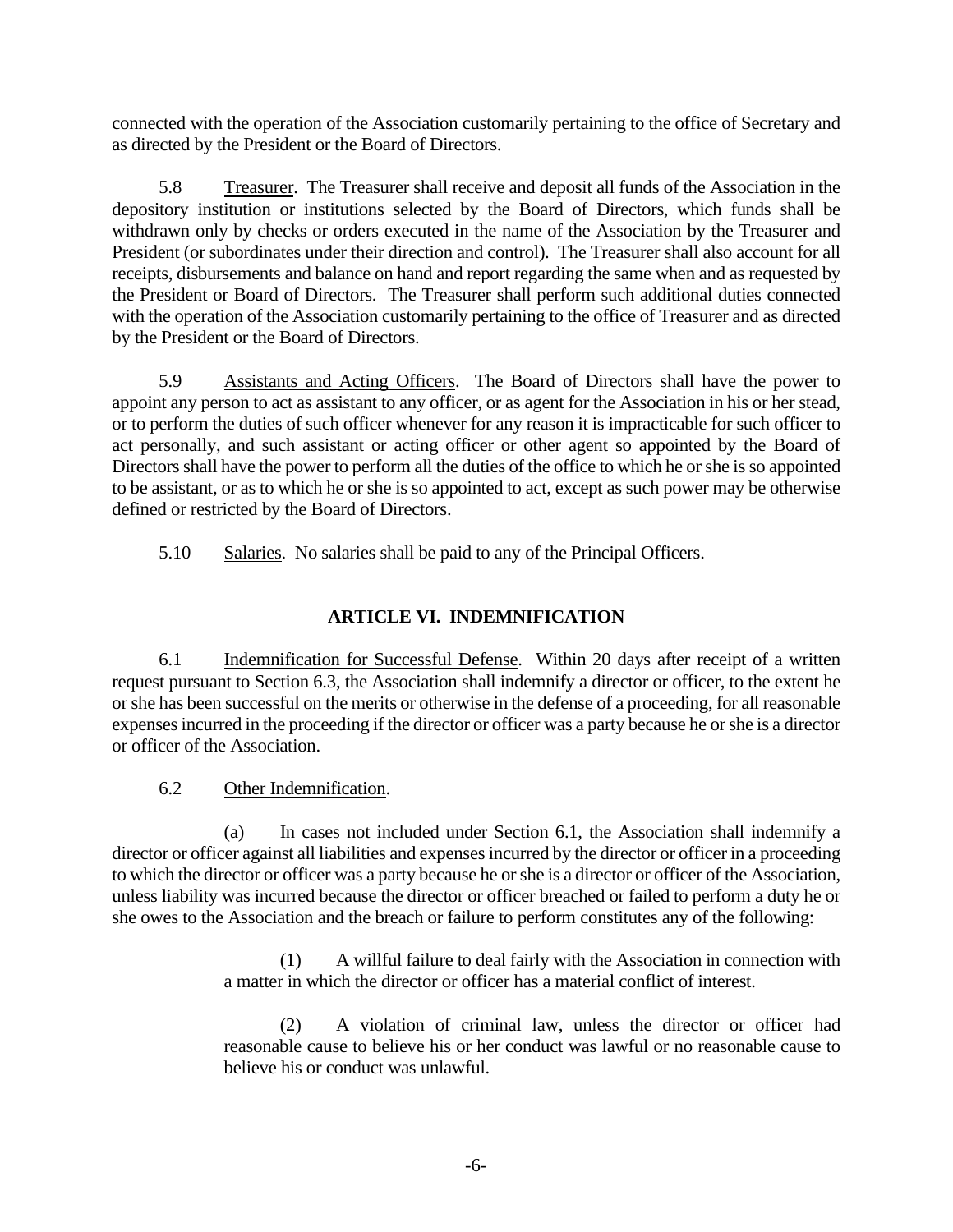connected with the operation of the Association customarily pertaining to the office of Secretary and as directed by the President or the Board of Directors.

5.8 Treasurer. The Treasurer shall receive and deposit all funds of the Association in the depository institution or institutions selected by the Board of Directors, which funds shall be withdrawn only by checks or orders executed in the name of the Association by the Treasurer and President (or subordinates under their direction and control). The Treasurer shall also account for all receipts, disbursements and balance on hand and report regarding the same when and as requested by the President or Board of Directors. The Treasurer shall perform such additional duties connected with the operation of the Association customarily pertaining to the office of Treasurer and as directed by the President or the Board of Directors.

5.9 Assistants and Acting Officers. The Board of Directors shall have the power to appoint any person to act as assistant to any officer, or as agent for the Association in his or her stead, or to perform the duties of such officer whenever for any reason it is impracticable for such officer to act personally, and such assistant or acting officer or other agent so appointed by the Board of Directors shall have the power to perform all the duties of the office to which he or she is so appointed to be assistant, or as to which he or she is so appointed to act, except as such power may be otherwise defined or restricted by the Board of Directors.

5.10 Salaries. No salaries shall be paid to any of the Principal Officers.

## ARTICLE VI. INDEMNIFICATION

6.1 Indemnification for Successful Defense. Within 20 days after receipt of a written request pursuant to Section 6.3, the Association shall indemnify a director or officer, to the extent he or she has been successful on the merits or otherwise in the defense of a proceeding, for all reasonable expenses incurred in the proceeding if the director or officer was a party because he or she is a director or officer of the Association.

6.2 Other Indemnification.

(a) In cases not included under Section 6.1, the Association shall indemnify a director or officer against all liabilities and expenses incurred by the director or officer in a proceeding to which the director or officer was a party because he or she is a director or officer of the Association, unless liability was incurred because the director or officer breached or failed to perform a duty he or she owes to the Association and the breach or failure to perform constitutes any of the following:

(1) A willful failure to deal fairly with the Association in connection with a matter in which the director or officer has a material conflict of interest.

(2) A violation of criminal law, unless the director or officer had reasonable cause to believe his or her conduct was lawful or no reasonable cause to believe his or conduct was unlawful.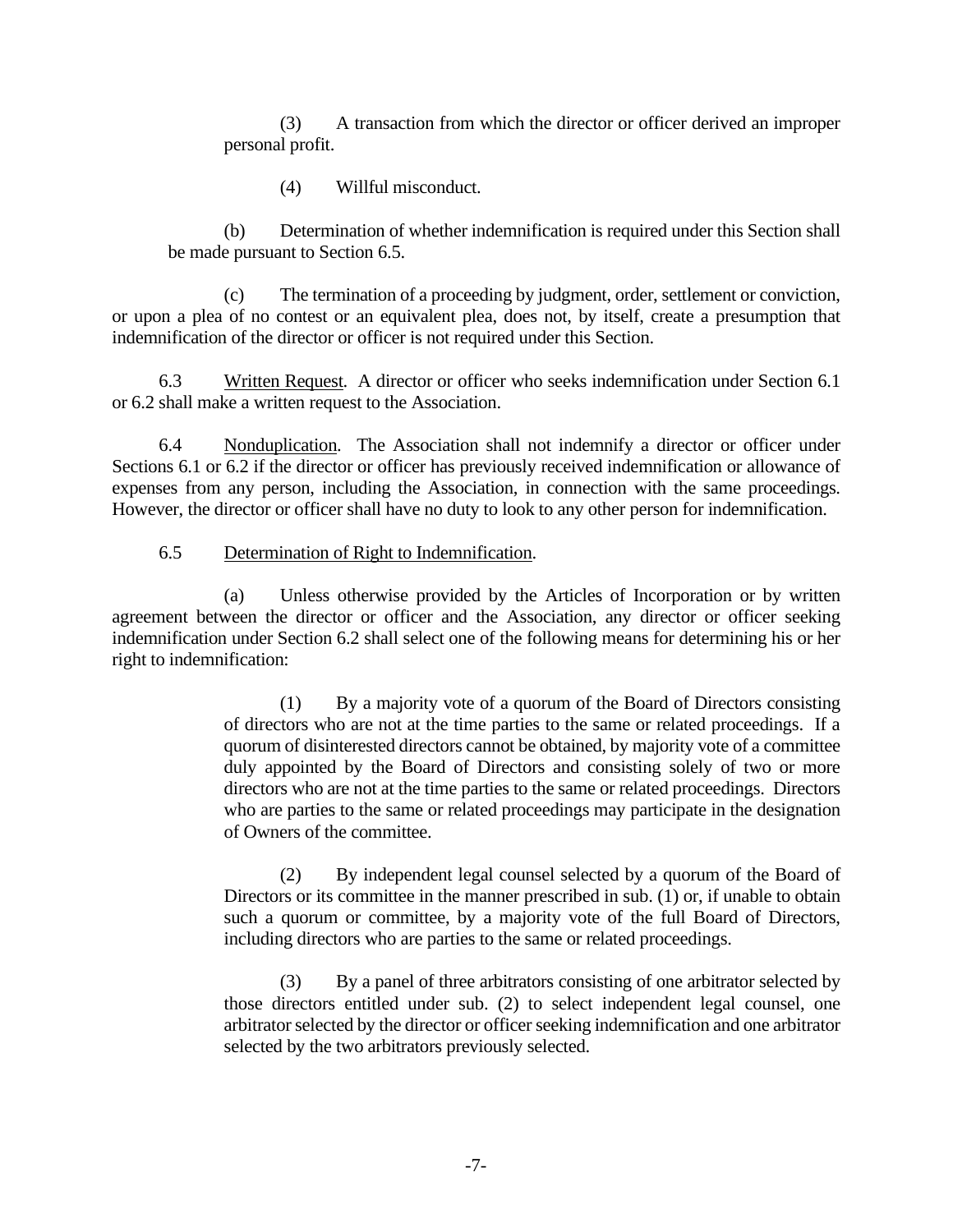(3) A transaction from which the director or officer derived an improper personal profit.

(4) Willful misconduct.

(b) Determination of whether indemnification is required under this Section shall be made pursuant to Section 6.5.

(c) The termination of a proceeding by judgment, order, settlement or conviction, or upon a plea of no contest or an equivalent plea, does not, by itself, create a presumption that indemnification of the director or officer is not required under this Section.

6.3 Written Request. A director or officer who seeks indemnification under Section 6.1 or 6.2 shall make a written request to the Association.

6.4 Nonduplication. The Association shall not indemnify a director or officer under Sections 6.1 or 6.2 if the director or officer has previously received indemnification or allowance of expenses from any person, including the Association, in connection with the same proceedings. However, the director or officer shall have no duty to look to any other person for indemnification.

6.5 Determination of Right to Indemnification.

(a) Unless otherwise provided by the Articles of Incorporation or by written agreement between the director or officer and the Association, any director or officer seeking indemnification under Section 6.2 shall select one of the following means for determining his or her right to indemnification:

(1) By a majority vote of a quorum of the Board of Directors consisting of directors who are not at the time parties to the same or related proceedings. If a quorum of disinterested directors cannot be obtained, by majority vote of a committee duly appointed by the Board of Directors and consisting solely of two or more directors who are not at the time parties to the same or related proceedings. Directors who are parties to the same or related proceedings may participate in the designation of Owners of the committee.

(2) By independent legal counsel selected by a quorum of the Board of Directors or its committee in the manner prescribed in sub. (1) or, if unable to obtain such a quorum or committee, by a majority vote of the full Board of Directors, including directors who are parties to the same or related proceedings.

(3) By a panel of three arbitrators consisting of one arbitrator selected by those directors entitled under sub. (2) to select independent legal counsel, one arbitrator selected by the director or officer seeking indemnification and one arbitrator selected by the two arbitrators previously selected.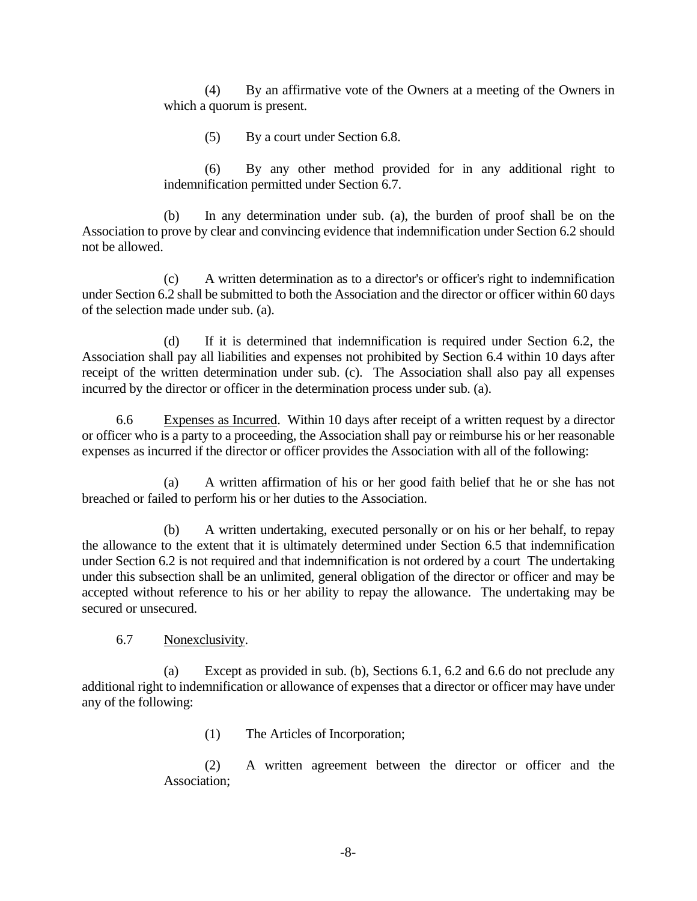(4) By an affirmative vote of the Owners at a meeting of the Owners in which a quorum is present.

(5) By a court under Section 6.8.

(6) By any other method provided for in any additional right to indemnification permitted under Section 6.7.

(b) In any determination under sub. (a), the burden of proof shall be on the Association to prove by clear and convincing evidence that indemnification under Section 6.2 should not be allowed.

(c) A written determination as to a director's or officer's right to indemnification under Section 6.2 shall be submitted to both the Association and the director or officer within 60 days of the selection made under sub. (a).

(d) If it is determined that indemnification is required under Section 6.2, the Association shall pay all liabilities and expenses not prohibited by Section 6.4 within 10 days after receipt of the written determination under sub. (c). The Association shall also pay all expenses incurred by the director or officer in the determination process under sub. (a).

6.6 Expenses as Incurred. Within 10 days after receipt of a written request by a director or officer who is a party to a proceeding, the Association shall pay or reimburse his or her reasonable expenses as incurred if the director or officer provides the Association with all of the following:

(a) A written affirmation of his or her good faith belief that he or she has not breached or failed to perform his or her duties to the Association.

(b) A written undertaking, executed personally or on his or her behalf, to repay the allowance to the extent that it is ultimately determined under Section 6.5 that indemnification under Section 6.2 is not required and that indemnification is not ordered by a court The undertaking under this subsection shall be an unlimited, general obligation of the director or officer and may be accepted without reference to his or her ability to repay the allowance. The undertaking may be secured or unsecured.

6.7 Nonexclusivity.

(a) Except as provided in sub. (b), Sections 6.1, 6.2 and 6.6 do not preclude any additional right to indemnification or allowance of expenses that a director or officer may have under any of the following:

(1) The Articles of Incorporation;

(2) A written agreement between the director or officer and the Association;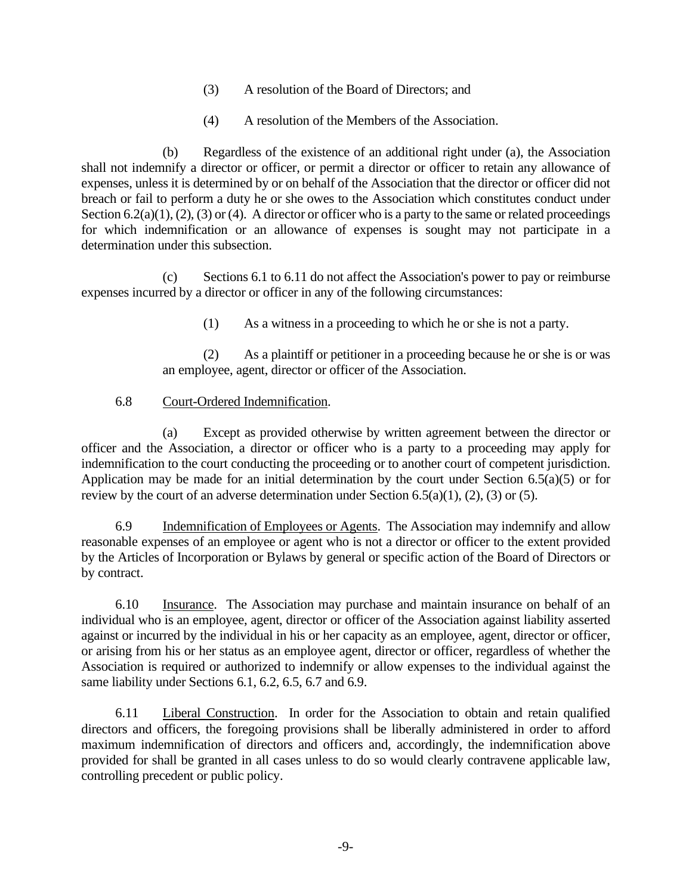(3) A resolution of the Board of Directors; and

(4) A resolution of the Members of the Association.

(b) Regardless of the existence of an additional right under (a), the Association shall not indemnify a director or officer, or permit a director or officer to retain any allowance of expenses, unless it is determined by or on behalf of the Association that the director or officer did not breach or fail to perform a duty he or she owes to the Association which constitutes conduct under Section 6.2(a)(1), (2), (3) or (4). A director or officer who is a party to the same or related proceedings for which indemnification or an allowance of expenses is sought may not participate in a determination under this subsection.

(c) Sections 6.1 to 6.11 do not affect the Association's power to pay or reimburse expenses incurred by a director or officer in any of the following circumstances:

(1) As a witness in a proceeding to which he or she is not a party.

(2) As a plaintiff or petitioner in a proceeding because he or she is or was an employee, agent, director or officer of the Association.

6.8 Court-Ordered Indemnification.

(a) Except as provided otherwise by written agreement between the director or officer and the Association, a director or officer who is a party to a proceeding may apply for indemnification to the court conducting the proceeding or to another court of competent jurisdiction. Application may be made for an initial determination by the court under Section 6.5(a)(5) or for review by the court of an adverse determination under Section 6.5(a)(1), (2), (3) or (5).

6.9 Indemnification of Employees or Agents. The Association may indemnify and allow reasonable expenses of an employee or agent who is not a director or officer to the extent provided by the Articles of Incorporation or Bylaws by general or specific action of the Board of Directors or by contract.

6.10 Insurance. The Association may purchase and maintain insurance on behalf of an individual who is an employee, agent, director or officer of the Association against liability asserted against or incurred by the individual in his or her capacity as an employee, agent, director or officer, or arising from his or her status as an employee agent, director or officer, regardless of whether the Association is required or authorized to indemnify or allow expenses to the individual against the same liability under Sections 6.1, 6.2, 6.5, 6.7 and 6.9.

6.11 Liberal Construction. In order for the Association to obtain and retain qualified directors and officers, the foregoing provisions shall be liberally administered in order to afford maximum indemnification of directors and officers and, accordingly, the indemnification above provided for shall be granted in all cases unless to do so would clearly contravene applicable law, controlling precedent or public policy.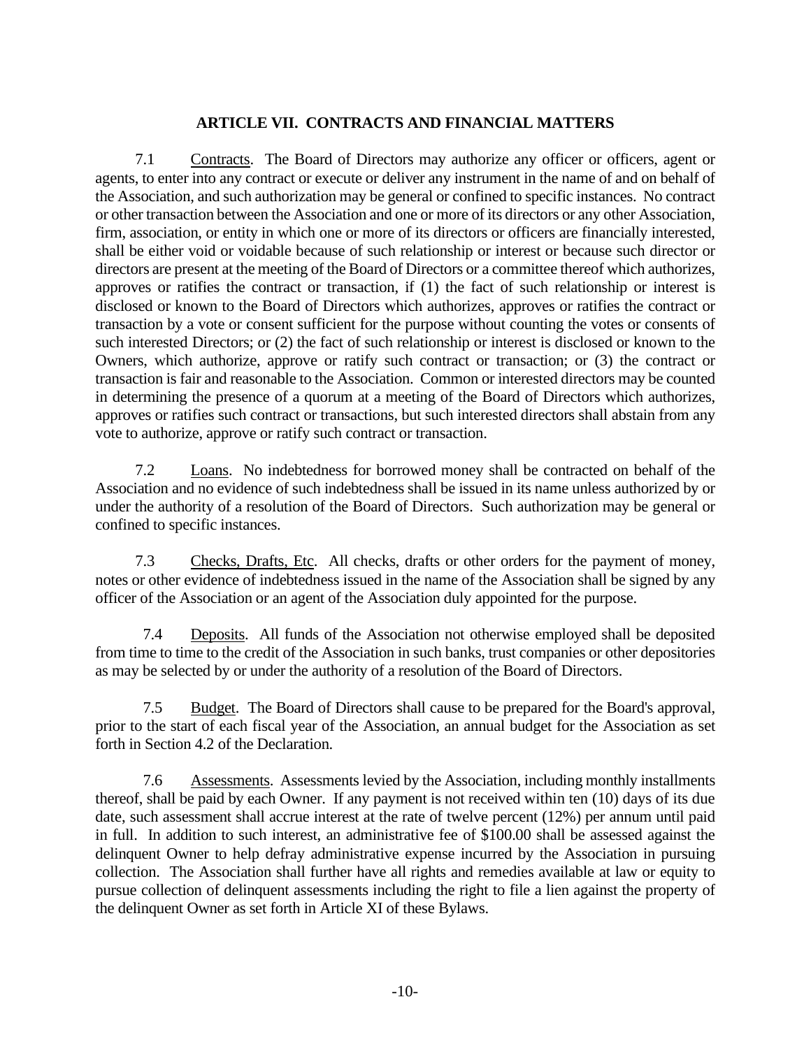## ARTICLE VII. CONTRACTS AND FINANCIAL MATTERS

7.1 Contracts. The Board of Directors may authorize any officer or officers, agent or agents, to enter into any contract or execute or deliver any instrument in the name of and on behalf of the Association, and such authorization may be general or confined to specific instances. No contract or other transaction between the Association and one or more of its directors or any other Association, firm, association, or entity in which one or more of its directors or officers are financially interested, shall be either void or voidable because of such relationship or interest or because such director or directors are present at the meeting of the Board of Directors or a committee thereof which authorizes, approves or ratifies the contract or transaction, if (1) the fact of such relationship or interest is disclosed or known to the Board of Directors which authorizes, approves or ratifies the contract or transaction by a vote or consent sufficient for the purpose without counting the votes or consents of such interested Directors; or (2) the fact of such relationship or interest is disclosed or known to the Owners, which authorize, approve or ratify such contract or transaction; or (3) the contract or transaction is fair and reasonable to the Association. Common or interested directors may be counted in determining the presence of a quorum at a meeting of the Board of Directors which authorizes, approves or ratifies such contract or transactions, but such interested directors shall abstain from any vote to authorize, approve or ratify such contract or transaction.

7.2 Loans. No indebtedness for borrowed money shall be contracted on behalf of the Association and no evidence of such indebtedness shall be issued in its name unless authorized by or under the authority of a resolution of the Board of Directors. Such authorization may be general or confined to specific instances.

7.3 Checks, Drafts, Etc. All checks, drafts or other orders for the payment of money, notes or other evidence of indebtedness issued in the name of the Association shall be signed by any officer of the Association or an agent of the Association duly appointed for the purpose.

7.4 Deposits. All funds of the Association not otherwise employed shall be deposited from time to time to the credit of the Association in such banks, trust companies or other depositories as may be selected by or under the authority of a resolution of the Board of Directors.

7.5 Budget. The Board of Directors shall cause to be prepared for the Board's approval, prior to the start of each fiscal year of the Association, an annual budget for the Association as set forth in Section 4.2 of the Declaration.

7.6 Assessments. Assessments levied by the Association, including monthly installments thereof, shall be paid by each Owner. If any payment is not received within ten (10) days of its due date, such assessment shall accrue interest at the rate of twelve percent (12%) per annum until paid in full. In addition to such interest, an administrative fee of $100.00 shall be assessed against the delinquent Owner to help defray administrative expense incurred by the Association in pursuing collection. The Association shall further have all rights and remedies available at law or equity to pursue collection of delinquent assessments including the right to file a lien against the property of the delinquent Owner as set forth in Article XI of these Bylaws.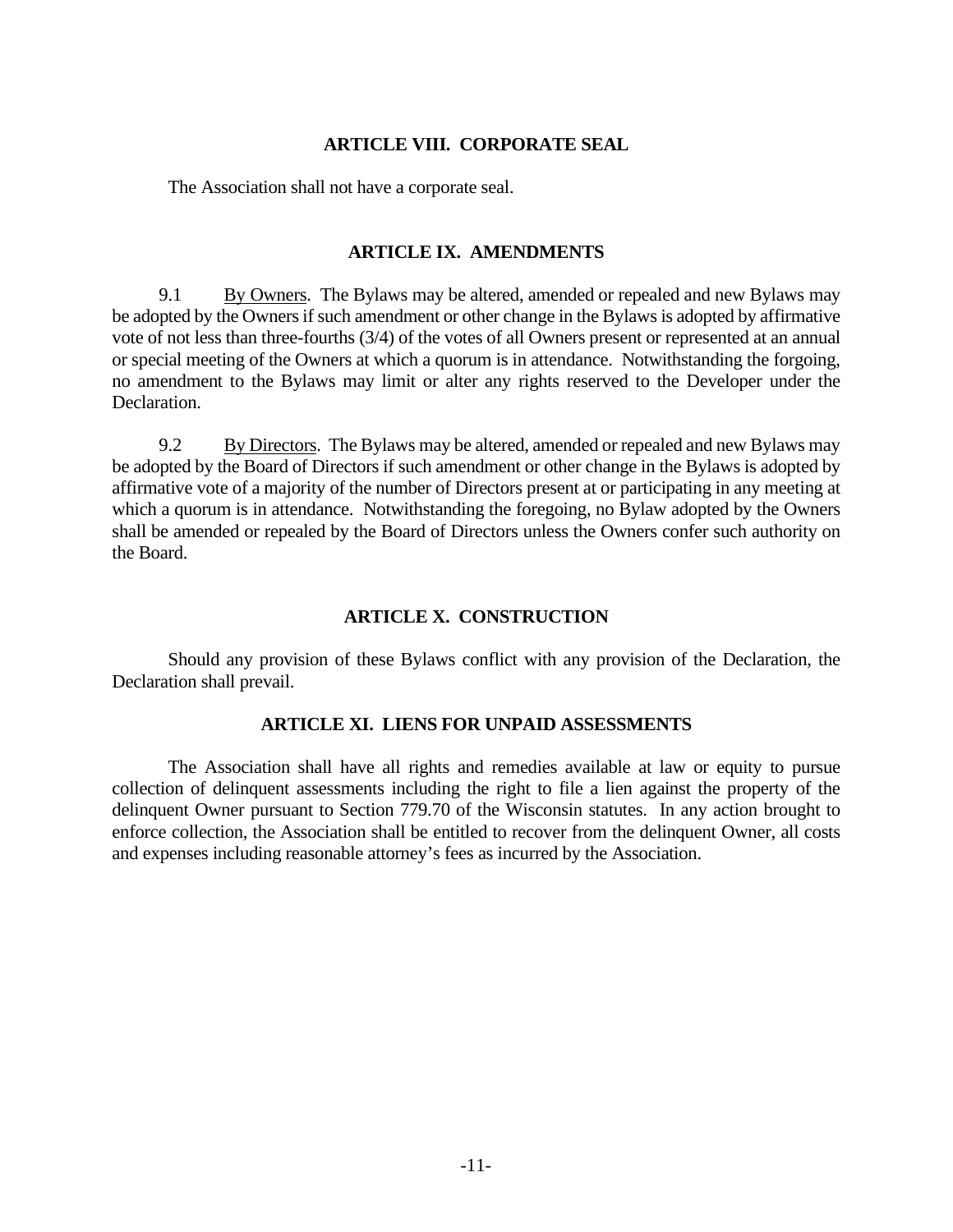## ARTICLE VIII. CORPORATE SEAL

The Association shall not have a corporate seal.

## ARTICLE IX. AMENDMENTS

9.1 By Owners. The Bylaws may be altered, amended or repealed and new Bylaws may be adopted by the Owners if such amendment or other change in the Bylaws is adopted by affirmative vote of not less than three-fourths (3/4) of the votes of all Owners present or represented at an annual or special meeting of the Owners at which a quorum is in attendance. Notwithstanding the forgoing, no amendment to the Bylaws may limit or alter any rights reserved to the Developer under the Declaration.

9.2 By Directors. The Bylaws may be altered, amended or repealed and new Bylaws may be adopted by the Board of Directors if such amendment or other change in the Bylaws is adopted by affirmative vote of a majority of the number of Directors present at or participating in any meeting at which a quorum is in attendance. Notwithstanding the foregoing, no Bylaw adopted by the Owners shall be amended or repealed by the Board of Directors unless the Owners confer such authority on the Board.

## ARTICLE X. CONSTRUCTION

Should any provision of these Bylaws conflict with any provision of the Declaration, the Declaration shall prevail.

## ARTICLE XI. LIENS FOR UNPAID ASSESSMENTS

The Association shall have all rights and remedies available at law or equity to pursue collection of delinquent assessments including the right to file a lien against the property of the delinquent Owner pursuant to Section 779.70 of the Wisconsin statutes. In any action brought to enforce collection, the Association shall be entitled to recover from the delinquent Owner, all costs and expenses including reasonable attorney's fees as incurred by the Association.